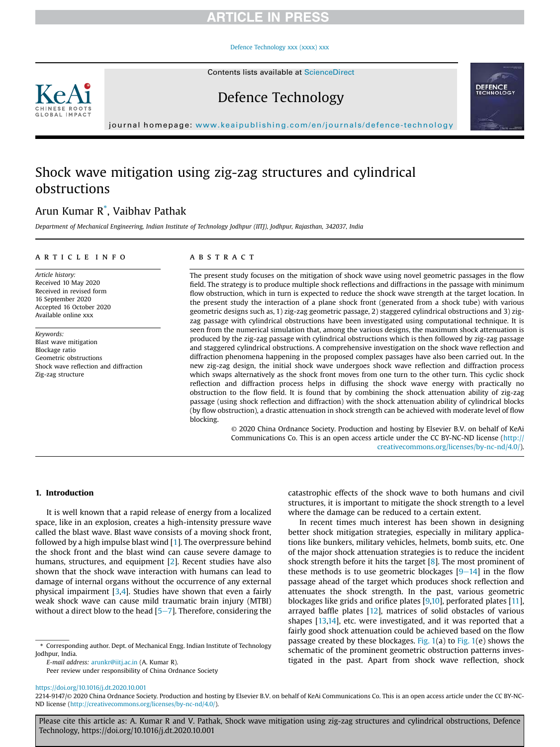# Shock wave mitigation using zig-zag structures and cylindrical obstructions

Arun Kumar R*, Vaibhav Pathak

*Department of Mechanical Engineering, Indian Institute of Technology Jodhpur (IITJ), Jodhpur, Rajasthan, 342037, India*

## ARTICLE INFO

*Article history:*
Received 10 May 2020
Received in revised form
16 September 2020
Accepted 16 October 2020
Available online xxx

*Keywords:*
Blast wave mitigation
Blockage ratio
Geometric obstructions
Shock wave reflection and diffraction
Zig-zag structure

## ABSTRACT

The present study focuses on the mitigation of shock wave using novel geometric passages in the flow field. The strategy is to produce multiple shock reflections and diffractions in the passage with minimum flow obstruction, which in turn is expected to reduce the shock wave strength at the target location. In the present study the interaction of a plane shock front (generated from a shock tube) with various geometric designs such as, 1) zig-zag geometric passage, 2) staggered cylindrical obstructions and 3) zig-zag passage with cylindrical obstructions have been investigated using computational technique. It is seen from the numerical simulation that, among the various designs, the maximum shock attenuation is produced by the zig-zag passage with cylindrical obstructions which is then followed by zig-zag passage and staggered cylindrical obstructions. A comprehensive investigation on the shock wave reflection and diffraction phenomena happening in the proposed complex passages have also been carried out. In the new zig-zag design, the initial shock wave undergoes shock wave reflection and diffraction process which swaps alternatively as the shock front moves from one turn to the other turn. This cyclic shock reflection and diffraction process helps in diffusing the shock wave energy with practically no obstruction to the flow field. It is found that by combining the shock attenuation ability of zig-zag passage (using shock reflection and diffraction) with the shock attenuation ability of cylindrical blocks (by flow obstruction), a drastic attenuation in shock strength can be achieved with moderate level of flow blocking.

© 2020 China Ordnance Society. Production and hosting by Elsevier B.V. on behalf of KeAi Communications Co. This is an open access article under the CC BY-NC-ND license (http://creativecommons.org/licenses/by-nc-nd/4.0/).

## 1. Introduction

It is well known that a rapid release of energy from a localized space, like in an explosion, creates a high-intensity pressure wave called the blast wave. Blast wave consists of a moving shock front, followed by a high impulse blast wind [1]. The overpressure behind the shock front and the blast wind can cause severe damage to humans, structures, and equipment [2]. Recent studies have also shown that the shock wave interaction with humans can lead to damage of internal organs without the occurrence of any external physical impairment [3,4]. Studies have shown that even a fairly weak shock wave can cause mild traumatic brain injury (MTBI) without a direct blow to the head [5–7]. Therefore, considering the catastrophic effects of the shock wave to both humans and civil structures, it is important to mitigate the shock strength to a level where the damage can be reduced to a certain extent.

In recent times much interest has been shown in designing better shock mitigation strategies, especially in military applications like bunkers, military vehicles, helmets, bomb suits, etc. One of the major shock attenuation strategies is to reduce the incident shock strength before it hits the target [8]. The most prominent of these methods is to use geometric blockages [9–14] in the flow passage ahead of the target which produces shock reflection and attenuates the shock strength. In the past, various geometric blockages like grids and orifice plates [9,10], perforated plates [11], arrayed baffle plates [12], matrices of solid obstacles of various shapes [13,14], etc. were investigated, and it was reported that a fairly good shock attenuation could be achieved based on the flow passage created by these blockages. Fig. 1(a) to Fig. 1(e) shows the schematic of the prominent geometric obstruction patterns investigated in the past. Apart from shock wave reflection, shock

* Corresponding author. Dept. of Mechanical Engg. Indian Institute of Technology Jodhpur, India.
*E-mail address:* arunkr@iitj.ac.in (A. Kumar R).
Peer review under responsibility of China Ordnance Society

https://doi.org/10.1016/j.dt.2020.10.001
2214-9147/© 2020 China Ordnance Society. Production and hosting by Elsevier B.V. on behalf of KeAi Communications Co. This is an open access article under the CC BY-NC-ND license (http://creativecommons.org/licenses/by-nc-nd/4.0/).

Please cite this article as: A. Kumar R and V. Pathak, Shock wave mitigation using zig-zag structures and cylindrical obstructions, Defence Technology, https://doi.org/10.1016/j.dt.2020.10.001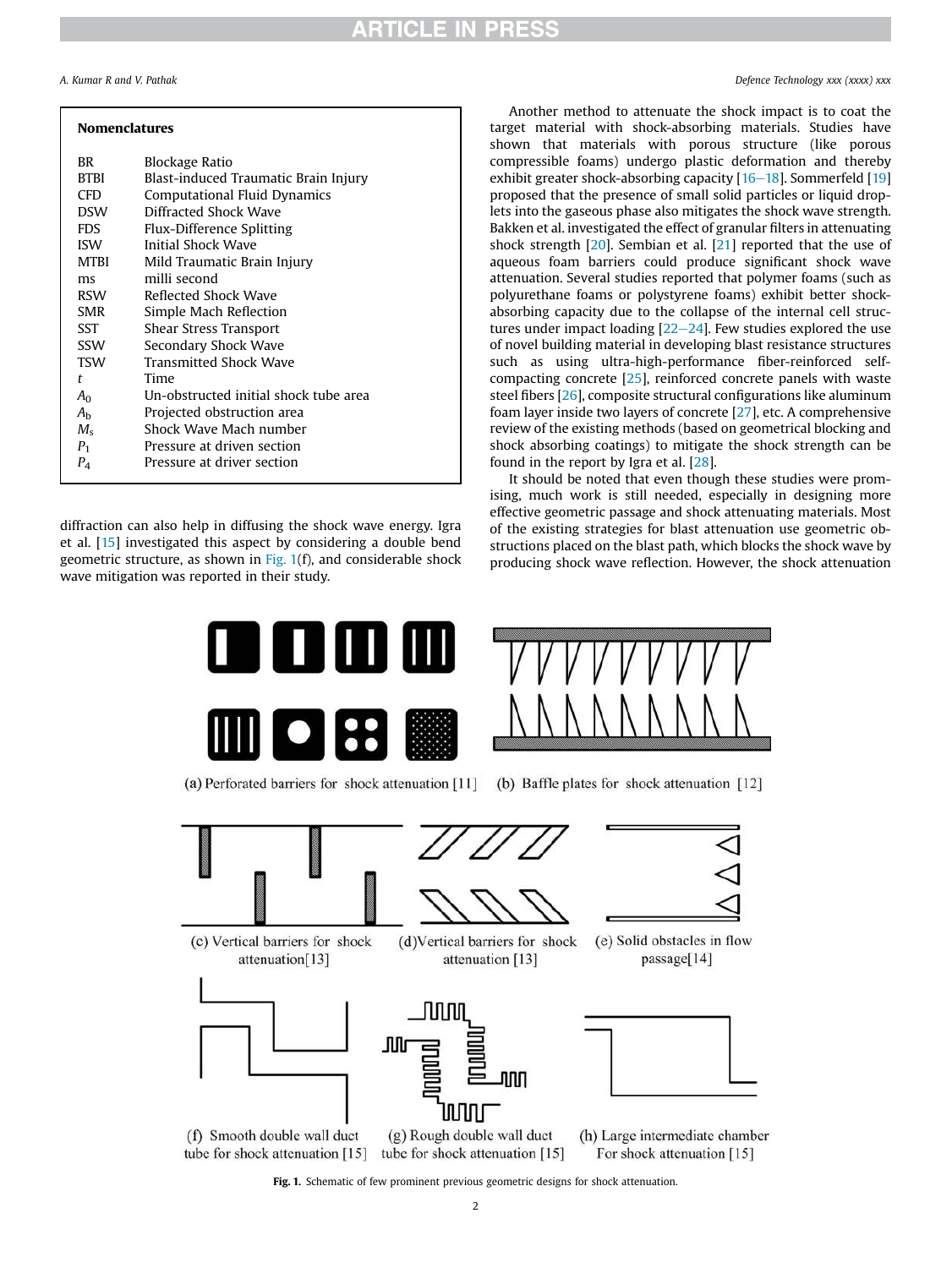**Nomenclatures**

| | |
|---|---|
| BR | Blockage Ratio |
| BTBI | Blast-induced Traumatic Brain Injury |
| CFD | Computational Fluid Dynamics |
| DSW | Diffracted Shock Wave |
| FDS | Flux-Difference Splitting |
| ISW | Initial Shock Wave |
| MTBI | Mild Traumatic Brain Injury |
| ms | milli second |
| RSW | Reflected Shock Wave |
| SMR | Simple Mach Reflection |
| SST | Shear Stress Transport |
| SSW | Secondary Shock Wave |
| TSW | Transmitted Shock Wave |
| $t$ | Time |
| $A_0$ | Un-obstructed initial shock tube area |
| $A_b$ | Projected obstruction area |
| $M_s$ | Shock Wave Mach number |
| $P_1$ | Pressure at driven section |
| $P_4$ | Pressure at driver section |

diffraction can also help in diffusing the shock wave energy. Igra et al. [15] investigated this aspect by considering a double bend geometric structure, as shown in Fig. 1(f), and considerable shock wave mitigation was reported in their study.

Another method to attenuate the shock impact is to coat the target material with shock-absorbing materials. Studies have shown that materials with porous structure (like porous compressible foams) undergo plastic deformation and thereby exhibit greater shock-absorbing capacity [16–18]. Sommerfeld [19] proposed that the presence of small solid particles or liquid droplets into the gaseous phase also mitigates the shock wave strength. Bakken et al. investigated the effect of granular filters in attenuating shock strength [20]. Sembian et al. [21] reported that the use of aqueous foam barriers could produce significant shock wave attenuation. Several studies reported that polymer foams (such as polyurethane foams or polystyrene foams) exhibit better shock-absorbing capacity due to the collapse of the internal cell structures under impact loading [22–24]. Few studies explored the use of novel building material in developing blast resistance structures such as using ultra-high-performance fiber-reinforced self-compacting concrete [25], reinforced concrete panels with waste steel fibers [26], composite structural configurations like aluminum foam layer inside two layers of concrete [27], etc. A comprehensive review of the existing methods (based on geometrical blocking and shock absorbing coatings) to mitigate the shock strength can be found in the report by Igra et al. [28].

It should be noted that even though these studies were promising, much work is still needed, especially in designing more effective geometric passage and shock attenuating materials. Most of the existing strategies for blast attenuation use geometric obstructions placed on the blast path, which blocks the shock wave by producing shock wave reflection. However, the shock attenuation

(a) Perforated barriers for shock attenuation [11]

(b) Baffle plates for shock attenuation [12]

(c) Vertical barriers for shock attenuation [13]

(d) Vertical barriers for shock attenuation [13]

(e) Solid obstacles in flow passage [14]

(f) Smooth double wall duct tube for shock attenuation [15]

(g) Rough double wall duct tube for shock attenuation [15]

(h) Large intermediate chamber For shock attenuation [15]

**Fig. 1.** Schematic of few prominent previous geometric designs for shock attenuation.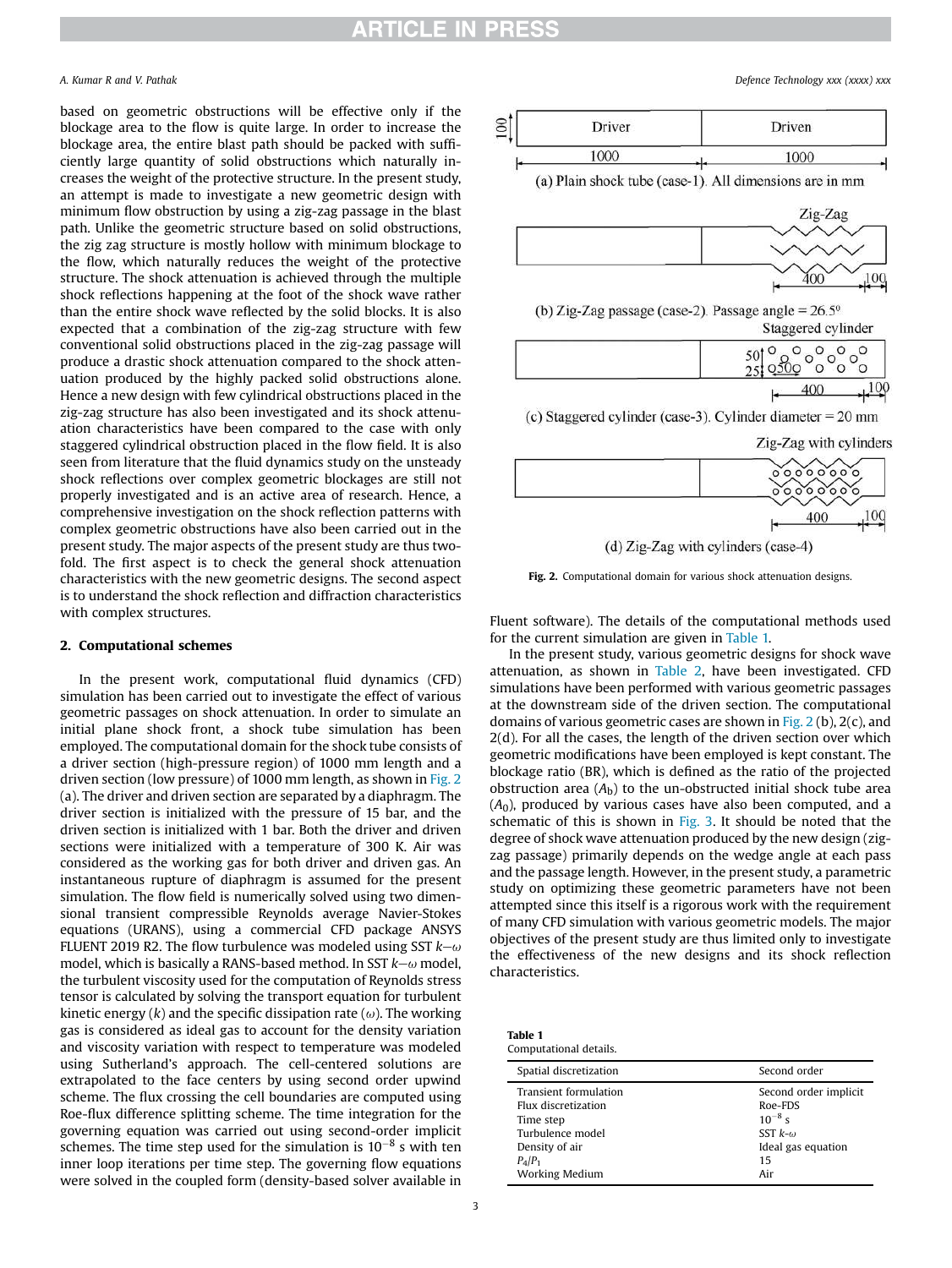based on geometric obstructions will be effective only if the blockage area to the flow is quite large. In order to increase the blockage area, the entire blast path should be packed with sufficiently large quantity of solid obstructions which naturally increases the weight of the protective structure. In the present study, an attempt is made to investigate a new geometric design with minimum flow obstruction by using a zig-zag passage in the blast path. Unlike the geometric structure based on solid obstructions, the zig zag structure is mostly hollow with minimum blockage to the flow, which naturally reduces the weight of the protective structure. The shock attenuation is achieved through the multiple shock reflections happening at the foot of the shock wave rather than the entire shock wave reflected by the solid blocks. It is also expected that a combination of the zig-zag structure with few conventional solid obstructions placed in the zig-zag passage will produce a drastic shock attenuation compared to the shock attenuation produced by the highly packed solid obstructions alone. Hence a new design with few cylindrical obstructions placed in the zig-zag structure has also been investigated and its shock attenuation characteristics have been compared to the case with only staggered cylindrical obstruction placed in the flow field. It is also seen from literature that the fluid dynamics study on the unsteady shock reflections over complex geometric blockages are still not properly investigated and is an active area of research. Hence, a comprehensive investigation on the shock reflection patterns with complex geometric obstructions have also been carried out in the present study. The major aspects of the present study are thus two-fold. The first aspect is to check the general shock attenuation characteristics with the new geometric designs. The second aspect is to understand the shock reflection and diffraction characteristics with complex structures.

## 2. Computational schemes

In the present work, computational fluid dynamics (CFD) simulation has been carried out to investigate the effect of various geometric passages on shock attenuation. In order to simulate an initial plane shock front, a shock tube simulation has been employed. The computational domain for the shock tube consists of a driver section (high-pressure region) of 1000 mm length and a driven section (low pressure) of 1000 mm length, as shown in Fig. 2 (a). The driver and driven section are separated by a diaphragm. The driver section is initialized with the pressure of 15 bar, and the driven section is initialized with 1 bar. Both the driver and driven sections were initialized with a temperature of 300 K. Air was considered as the working gas for both driver and driven gas. An instantaneous rupture of diaphragm is assumed for the present simulation. The flow field is numerically solved using two dimensional transient compressible Reynolds average Navier-Stokes equations (URANS), using a commercial CFD package ANSYS FLUENT 2019 R2. The flow turbulence was modeled using SST $k-\omega$ model, which is basically a RANS-based method. In SST $k-\omega$ model, the turbulent viscosity used for the computation of Reynolds stress tensor is calculated by solving the transport equation for turbulent kinetic energy ($k$) and the specific dissipation rate ($\omega$). The working gas is considered as ideal gas to account for the density variation and viscosity variation with respect to temperature was modeled using Sutherland's approach. The cell-centered solutions are extrapolated to the face centers by using second order upwind scheme. The flux crossing the cell boundaries are computed using Roe-flux difference splitting scheme. The time integration for the governing equation was carried out using second-order implicit schemes. The time step used for the simulation is $10^{-8}$ s with ten inner loop iterations per time step. The governing flow equations were solved in the coupled form (density-based solver available in Fluent software). The details of the computational methods used for the current simulation are given in Table 1.

Driver

Driven

100

1000

1000

(a) Plain shock tube (case-1). All dimensions are in mm

Zig-Zag

400

100

(b) Zig-Zag passage (case-2). Passage angle = 26.5°

Staggered cylinder

50

25

50

400

100

(c) Staggered cylinder (case-3). Cylinder diameter = 20 mm

Zig-Zag with cylinders

400

100

(d) Zig-Zag with cylinders (case-4)

**Fig. 2.** Computational domain for various shock attenuation designs.

In the present study, various geometric designs for shock wave attenuation, as shown in Table 2, have been investigated. CFD simulations have been performed with various geometric passages at the downstream side of the driven section. The computational domains of various geometric cases are shown in Fig. 2 (b), 2(c), and 2(d). For all the cases, the length of the driven section over which geometric modifications have been employed is kept constant. The blockage ratio (BR), which is defined as the ratio of the projected obstruction area ($A_b$) to the un-obstructed initial shock tube area ($A_0$), produced by various cases have also been computed, and a schematic of this is shown in Fig. 3. It should be noted that the degree of shock wave attenuation produced by the new design (zig-zag passage) primarily depends on the wedge angle at each pass and the passage length. However, in the present study, a parametric study on optimizing these geometric parameters have not been attempted since this itself is a rigorous work with the requirement of many CFD simulation with various geometric models. The major objectives of the present study are thus limited only to investigate the effectiveness of the new designs and its shock reflection characteristics.

**Table 1**
Computational details.

| Spatial discretization | Second order |
|---|---|
| Transient formulation | Second order implicit |
| Flux discretization | Roe-FDS |
| Time step | $10^{-8}$ s |
| Turbulence model | SST $k$-$\omega$ |
| Density of air | Ideal gas equation |
| $P_4/P_1$ | 15 |
| Working Medium | Air |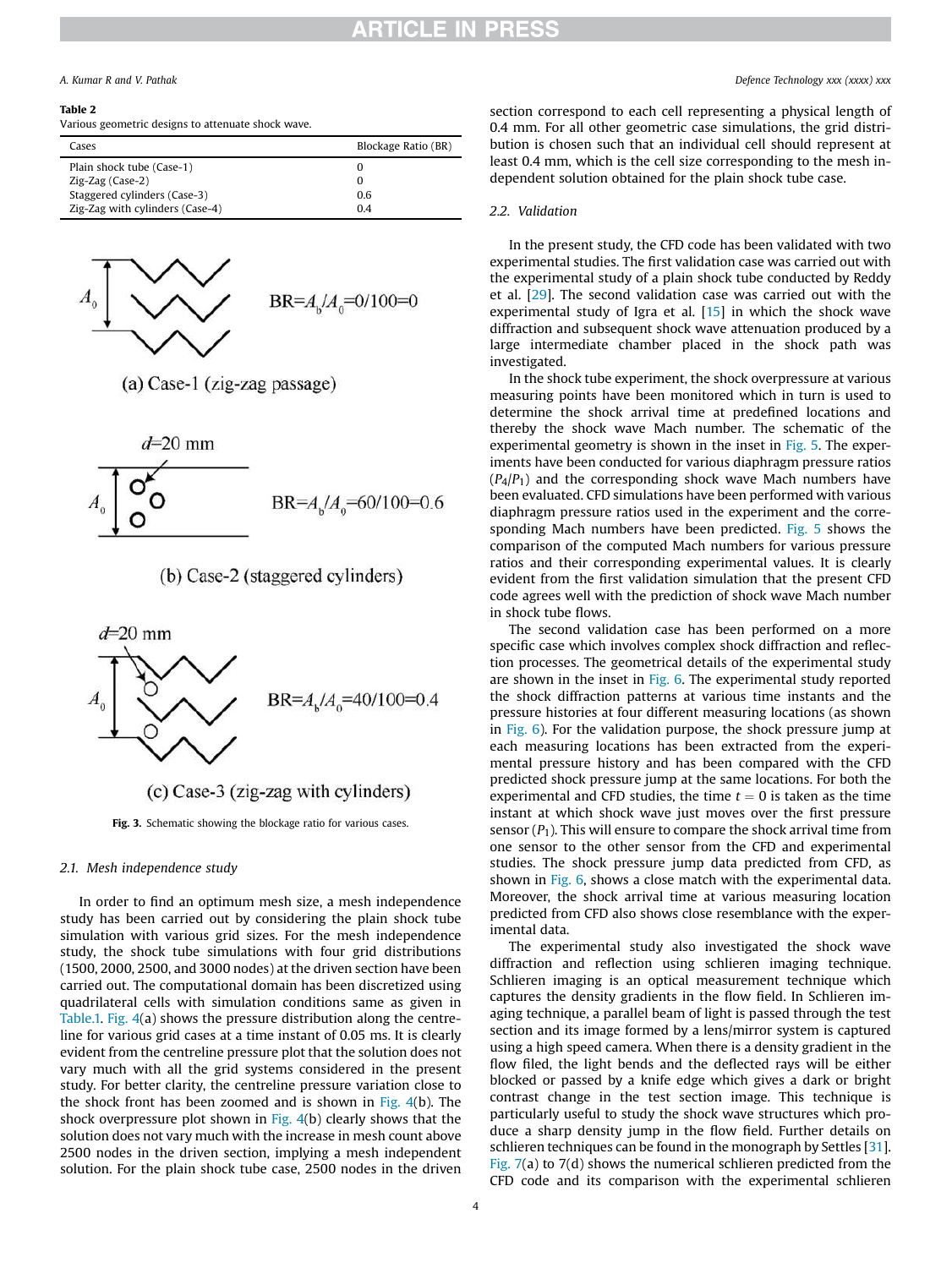**Table 2**
Various geometric designs to attenuate shock wave.

| Cases | Blockage Ratio (BR) |
|---|---|
| Plain shock tube (Case-1) | 0 |
| Zig-Zag (Case-2) | 0 |
| Staggered cylinders (Case-3) | 0.6 |
| Zig-Zag with cylinders (Case-4) | 0.4 |

$A_0$

$BR=A_b/A_0=0/100=0$

(a) Case-1 (zig-zag passage)

$d$=20 mm

$A_0$

$BR=A_b/A_0=60/100=0.6$

(b) Case-2 (staggered cylinders)

$d$=20 mm

$A_0$

$BR=A_b/A_0=40/100=0.4$

(c) Case-3 (zig-zag with cylinders)

**Fig. 3.** Schematic showing the blockage ratio for various cases.

### 2.1. Mesh independence study

In order to find an optimum mesh size, a mesh independence study has been carried out by considering the plain shock tube simulation with various grid sizes. For the mesh independence study, the shock tube simulations with four grid distributions (1500, 2000, 2500, and 3000 nodes) at the driven section have been carried out. The computational domain has been discretized using quadrilateral cells with simulation conditions same as given in Table.1. Fig. 4(a) shows the pressure distribution along the centreline for various grid cases at a time instant of 0.05 ms. It is clearly evident from the centreline pressure plot that the solution does not vary much with all the grid systems considered in the present study. For better clarity, the centreline pressure variation close to the shock front has been zoomed and is shown in Fig. 4(b). The shock overpressure plot shown in Fig. 4(b) clearly shows that the solution does not vary much with the increase in mesh count above 2500 nodes in the driven section, implying a mesh independent solution. For the plain shock tube case, 2500 nodes in the driven section correspond to each cell representing a physical length of 0.4 mm. For all other geometric case simulations, the grid distribution is chosen such that an individual cell should represent at least 0.4 mm, which is the cell size corresponding to the mesh independent solution obtained for the plain shock tube case.

### 2.2. Validation

In the present study, the CFD code has been validated with two experimental studies. The first validation case was carried out with the experimental study of a plain shock tube conducted by Reddy et al. [29]. The second validation case was carried out with the experimental study of Igra et al. [15] in which the shock wave diffraction and subsequent shock wave attenuation produced by a large intermediate chamber placed in the shock path was investigated.

In the shock tube experiment, the shock overpressure at various measuring points have been monitored which in turn is used to determine the shock arrival time at predefined locations and thereby the shock wave Mach number. The schematic of the experimental geometry is shown in the inset in Fig. 5. The experiments have been conducted for various diaphragm pressure ratios ($P_4/P_1$) and the corresponding shock wave Mach numbers have been evaluated. CFD simulations have been performed with various diaphragm pressure ratios used in the experiment and the corresponding Mach numbers have been predicted. Fig. 5 shows the comparison of the computed Mach numbers for various pressure ratios and their corresponding experimental values. It is clearly evident from the first validation simulation that the present CFD code agrees well with the prediction of shock wave Mach number in shock tube flows.

The second validation case has been performed on a more specific case which involves complex shock diffraction and reflection processes. The geometrical details of the experimental study are shown in the inset in Fig. 6. The experimental study reported the shock diffraction patterns at various time instants and the pressure histories at four different measuring locations (as shown in Fig. 6). For the validation purpose, the shock pressure jump at each measuring locations has been extracted from the experimental pressure history and has been compared with the CFD predicted shock pressure jump at the same locations. For both the experimental and CFD studies, the time $t = 0$ is taken as the time instant at which shock wave just moves over the first pressure sensor ($P_1$). This will ensure to compare the shock arrival time from one sensor to the other sensor from the CFD and experimental studies. The shock pressure jump data predicted from CFD, as shown in Fig. 6, shows a close match with the experimental data. Moreover, the shock arrival time at various measuring location predicted from CFD also shows close resemblance with the experimental data.

The experimental study also investigated the shock wave diffraction and reflection using schlieren imaging technique. Schlieren imaging is an optical measurement technique which captures the density gradients in the flow field. In Schlieren imaging technique, a parallel beam of light is passed through the test section and its image formed by a lens/mirror system is captured using a high speed camera. When there is a density gradient in the flow filed, the light bends and the deflected rays will be either blocked or passed by a knife edge which gives a dark or bright contrast change in the test section image. This technique is particularly useful to study the shock wave structures which produce a sharp density jump in the flow field. Further details on schlieren techniques can be found in the monograph by Settles [31]. Fig. 7(a) to 7(d) shows the numerical schlieren predicted from the CFD code and its comparison with the experimental schlieren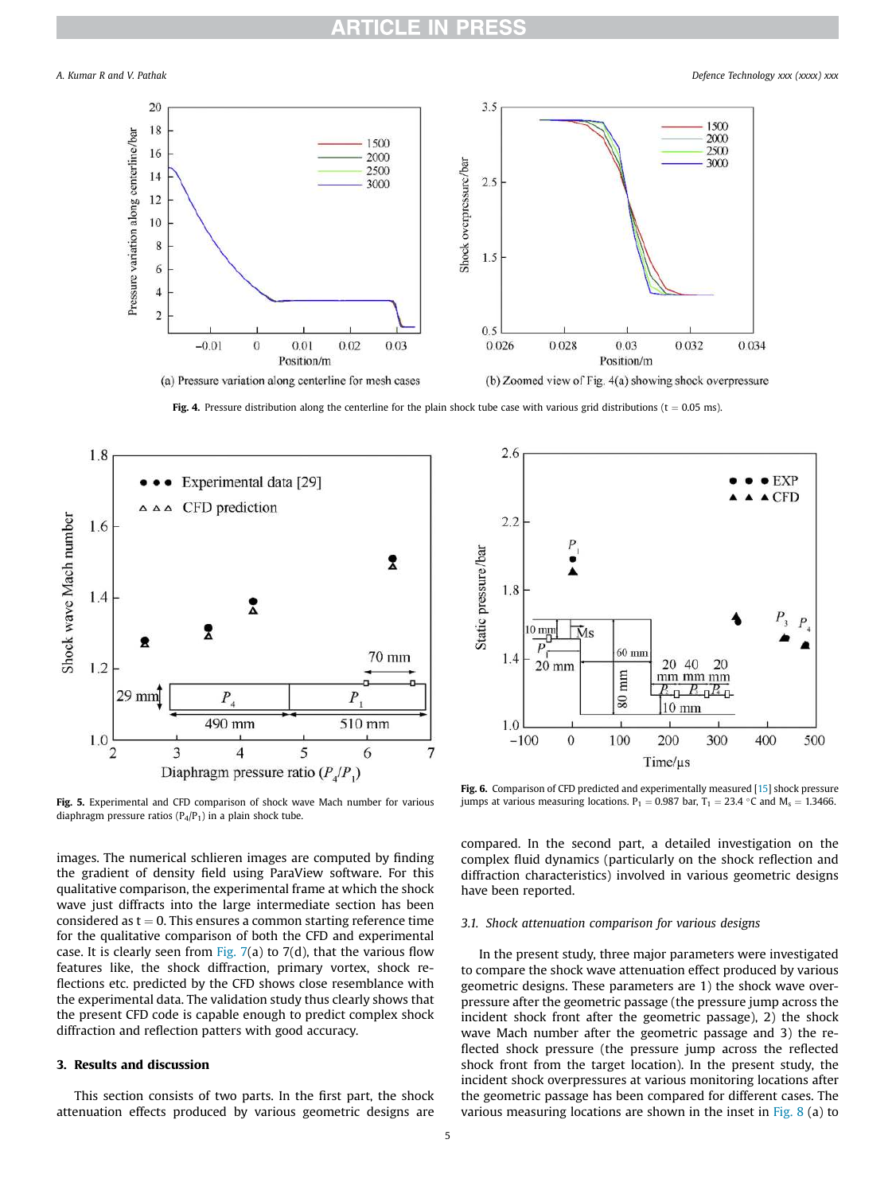(a) Pressure variation along centerline for mesh cases

(b) Zoomed view of Fig. 4(a) showing shock overpressure

**Fig. 4.** Pressure distribution along the centerline for the plain shock tube case with various grid distributions (t = 0.05 ms).

**Fig. 5.** Experimental and CFD comparison of shock wave Mach number for various diaphragm pressure ratios ($P_4/P_1$) in a plain shock tube.

**Fig. 6.** Comparison of CFD predicted and experimentally measured [15] shock pressure jumps at various measuring locations. $P_1$ = 0.987 bar, $T_1$ = 23.4 °C and $M_s$ = 1.3466.

images. The numerical schlieren images are computed by finding the gradient of density field using ParaView software. For this qualitative comparison, the experimental frame at which the shock wave just diffracts into the large intermediate section has been considered as t = 0. This ensures a common starting reference time for the qualitative comparison of both the CFD and experimental case. It is clearly seen from Fig. 7(a) to 7(d), that the various flow features like, the shock diffraction, primary vortex, shock reflections etc. predicted by the CFD shows close resemblance with the experimental data. The validation study thus clearly shows that the present CFD code is capable enough to predict complex shock diffraction and reflection patters with good accuracy.

## 3. Results and discussion

This section consists of two parts. In the first part, the shock attenuation effects produced by various geometric designs are compared. In the second part, a detailed investigation on the complex fluid dynamics (particularly on the shock reflection and diffraction characteristics) involved in various geometric designs have been reported.

### 3.1. Shock attenuation comparison for various designs

In the present study, three major parameters were investigated to compare the shock wave attenuation effect produced by various geometric designs. These parameters are 1) the shock wave overpressure after the geometric passage (the pressure jump across the incident shock front after the geometric passage), 2) the shock wave Mach number after the geometric passage and 3) the reflected shock pressure (the pressure jump across the reflected shock front from the target location). In the present study, the incident shock overpressures at various monitoring locations after the geometric passage has been compared for different cases. The various measuring locations are shown in the inset in Fig. 8 (a) to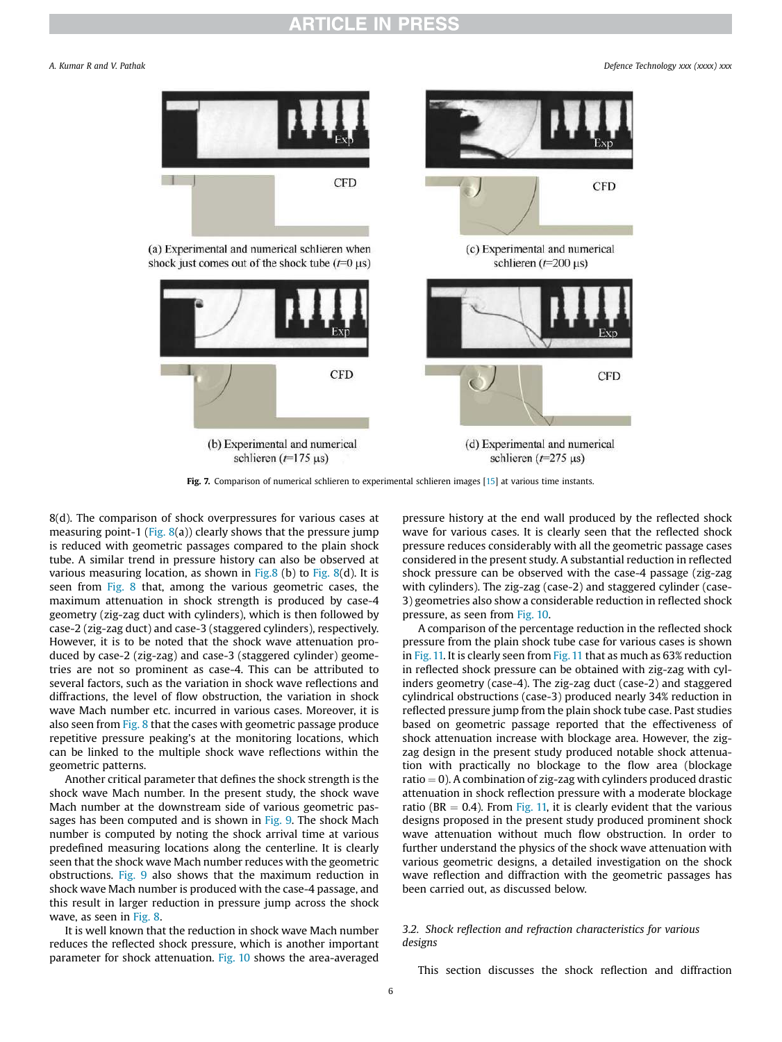Exp

CFD

(a) Experimental and numerical schlieren when shock just comes out of the shock tube ($t$=0 μs)

Exp

CFD

(b) Experimental and numerical schlieren ($t$=175 μs)

Exp

CFD

(c) Experimental and numerical schlieren ($t$=200 μs)

Exp

CFD

(d) Experimental and numerical schlieren ($t$=275 μs)

**Fig. 7.** Comparison of numerical schlieren to experimental schlieren images [15] at various time instants.

8(d). The comparison of shock overpressures for various cases at measuring point-1 (Fig. 8(a)) clearly shows that the pressure jump is reduced with geometric passages compared to the plain shock tube. A similar trend in pressure history can also be observed at various measuring location, as shown in Fig.8 (b) to Fig. 8(d). It is seen from Fig. 8 that, among the various geometric cases, the maximum attenuation in shock strength is produced by case-4 geometry (zig-zag duct with cylinders), which is then followed by case-2 (zig-zag duct) and case-3 (staggered cylinders), respectively. However, it is to be noted that the shock wave attenuation produced by case-2 (zig-zag) and case-3 (staggered cylinder) geometries are not so prominent as case-4. This can be attributed to several factors, such as the variation in shock wave reflections and diffractions, the level of flow obstruction, the variation in shock wave Mach number etc. incurred in various cases. Moreover, it is also seen from Fig. 8 that the cases with geometric passage produce repetitive pressure peaking's at the monitoring locations, which can be linked to the multiple shock wave reflections within the geometric patterns.

Another critical parameter that defines the shock strength is the shock wave Mach number. In the present study, the shock wave Mach number at the downstream side of various geometric passages has been computed and is shown in Fig. 9. The shock Mach number is computed by noting the shock arrival time at various predefined measuring locations along the centerline. It is clearly seen that the shock wave Mach number reduces with the geometric obstructions. Fig. 9 also shows that the maximum reduction in shock wave Mach number is produced with the case-4 passage, and this result in larger reduction in pressure jump across the shock wave, as seen in Fig. 8.

It is well known that the reduction in shock wave Mach number reduces the reflected shock pressure, which is another important parameter for shock attenuation. Fig. 10 shows the area-averaged pressure history at the end wall produced by the reflected shock wave for various cases. It is clearly seen that the reflected shock pressure reduces considerably with all the geometric passage cases considered in the present study. A substantial reduction in reflected shock pressure can be observed with the case-4 passage (zig-zag with cylinders). The zig-zag (case-2) and staggered cylinder (case-3) geometries also show a considerable reduction in reflected shock pressure, as seen from Fig. 10.

A comparison of the percentage reduction in the reflected shock pressure from the plain shock tube case for various cases is shown in Fig. 11. It is clearly seen from Fig. 11 that as much as 63% reduction in reflected shock pressure can be obtained with zig-zag with cylinders geometry (case-4). The zig-zag duct (case-2) and staggered cylindrical obstructions (case-3) produced nearly 34% reduction in reflected pressure jump from the plain shock tube case. Past studies based on geometric passage reported that the effectiveness of shock attenuation increase with blockage area. However, the zig-zag design in the present study produced notable shock attenuation with practically no blockage to the flow area (blockage ratio = 0). A combination of zig-zag with cylinders produced drastic attenuation in shock reflection pressure with a moderate blockage ratio (BR = 0.4). From Fig. 11, it is clearly evident that the various designs proposed in the present study produced prominent shock wave attenuation without much flow obstruction. In order to further understand the physics of the shock wave attenuation with various geometric designs, a detailed investigation on the shock wave reflection and diffraction with the geometric passages has been carried out, as discussed below.

### *3.2. Shock reflection and refraction characteristics for various designs*

This section discusses the shock reflection and diffraction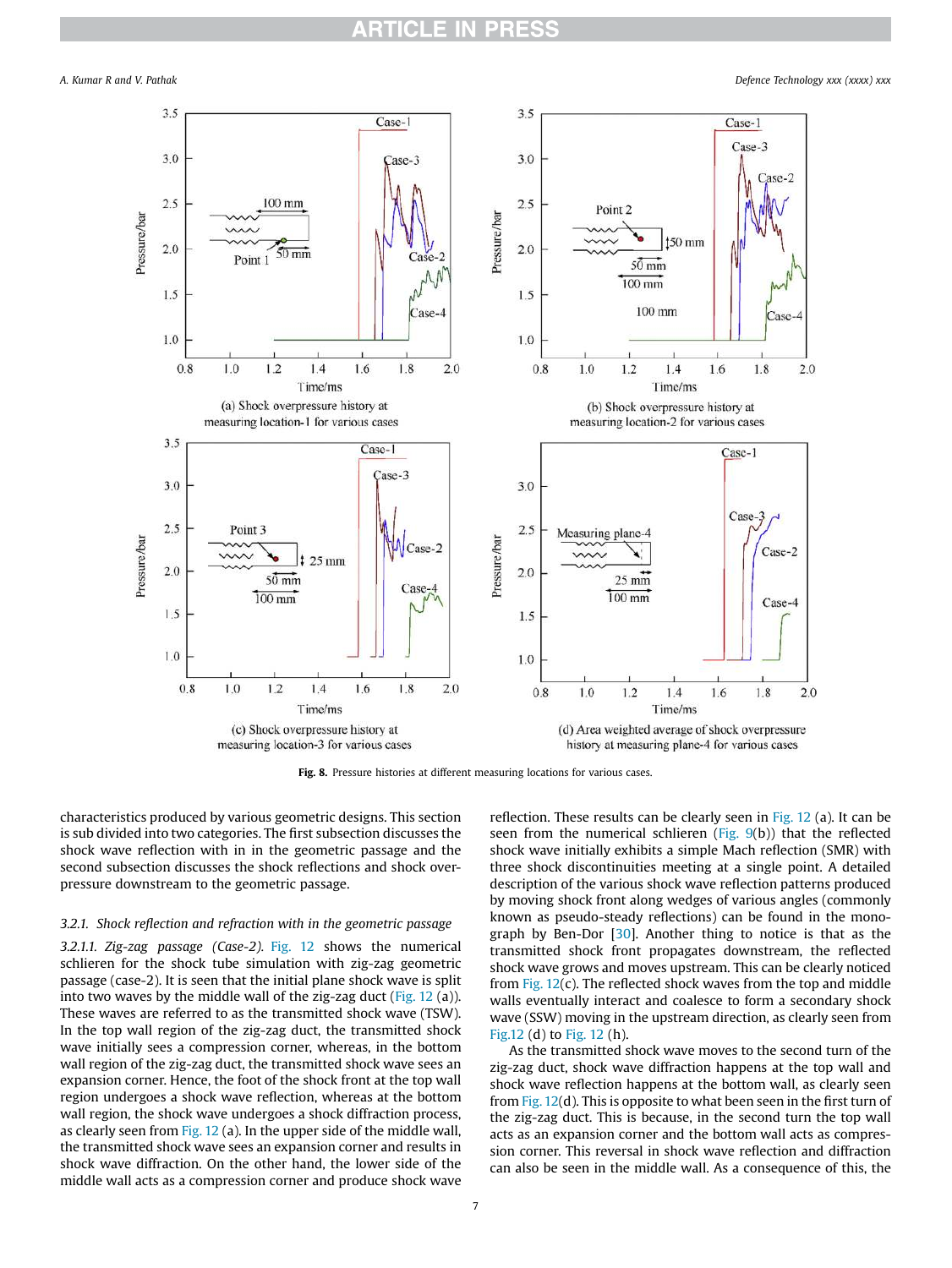Case-1
Case-3
100 mm
Point 1
50 mm
Case-2
Case-4
Pressure/bar
Time/ms
3.5
3.0
2.5
2.0
1.5
1.0
0.8 1.0 1.2 1.4 1.6 1.8 2.0

(a) Shock overpressure history at measuring location-1 for various cases

Case-1
Case-3
Case-2
Point 2
50 mm
50 mm
100 mm
100 mm
Case-4
Pressure/bar
Time/ms
3.5
3.0
2.5
2.0
1.5
1.0
0.8 1.0 1.2 1.4 1.6 1.8 2.0

(b) Shock overpressure history at measuring location-2 for various cases

Case-1
Case-3
Point 3
25 mm
50 mm
100 mm
Case-2
Case-4
Pressure/bar
Time/ms
3.5
3.0
2.5
2.0
1.5
1.0
0.8 1.0 1.2 1.4 1.6 1.8 2.0

(c) Shock overpressure history at measuring location-3 for various cases

Case-1
Case-3
Measuring plane-4
25 mm
100 mm
Case-2
Case-4
Pressure/bar
Time/ms
3.0
2.5
2.0
1.5
1.0
0.8 1.0 1.2 1.4 1.6 1.8 2.0

(d) Area weighted average of shock overpressure history at measuring plane-4 for various cases

**Fig. 8.** Pressure histories at different measuring locations for various cases.

characteristics produced by various geometric designs. This section is sub divided into two categories. The first subsection discusses the shock wave reflection with in in the geometric passage and the second subsection discusses the shock reflections and shock overpressure downstream to the geometric passage.

#### 3.2.1. Shock reflection and refraction with in the geometric passage

*3.2.1.1. Zig-zag passage (Case-2).* Fig. 12 shows the numerical schlieren for the shock tube simulation with zig-zag geometric passage (case-2). It is seen that the initial plane shock wave is split into two waves by the middle wall of the zig-zag duct (Fig. 12 (a)). These waves are referred to as the transmitted shock wave (TSW). In the top wall region of the zig-zag duct, the transmitted shock wave initially sees a compression corner, whereas, in the bottom wall region of the zig-zag duct, the transmitted shock wave sees an expansion corner. Hence, the foot of the shock front at the top wall region undergoes a shock wave reflection, whereas at the bottom wall region, the shock wave undergoes a shock diffraction process, as clearly seen from Fig. 12 (a). In the upper side of the middle wall, the transmitted shock wave sees an expansion corner and results in shock wave diffraction. On the other hand, the lower side of the middle wall acts as a compression corner and produce shock wave reflection. These results can be clearly seen in Fig. 12 (a). It can be seen from the numerical schlieren (Fig. 9(b)) that the reflected shock wave initially exhibits a simple Mach reflection (SMR) with three shock discontinuities meeting at a single point. A detailed description of the various shock wave reflection patterns produced by moving shock front along wedges of various angles (commonly known as pseudo-steady reflections) can be found in the monograph by Ben-Dor [30]. Another thing to notice is that as the transmitted shock front propagates downstream, the reflected shock wave grows and moves upstream. This can be clearly noticed from Fig. 12(c). The reflected shock waves from the top and middle walls eventually interact and coalesce to form a secondary shock wave (SSW) moving in the upstream direction, as clearly seen from Fig.12 (d) to Fig. 12 (h).

As the transmitted shock wave moves to the second turn of the zig-zag duct, shock wave diffraction happens at the top wall and shock wave reflection happens at the bottom wall, as clearly seen from Fig. 12(d). This is opposite to what been seen in the first turn of the zig-zag duct. This is because, in the second turn the top wall acts as an expansion corner and the bottom wall acts as compression corner. This reversal in shock wave reflection and diffraction can also be seen in the middle wall. As a consequence of this, the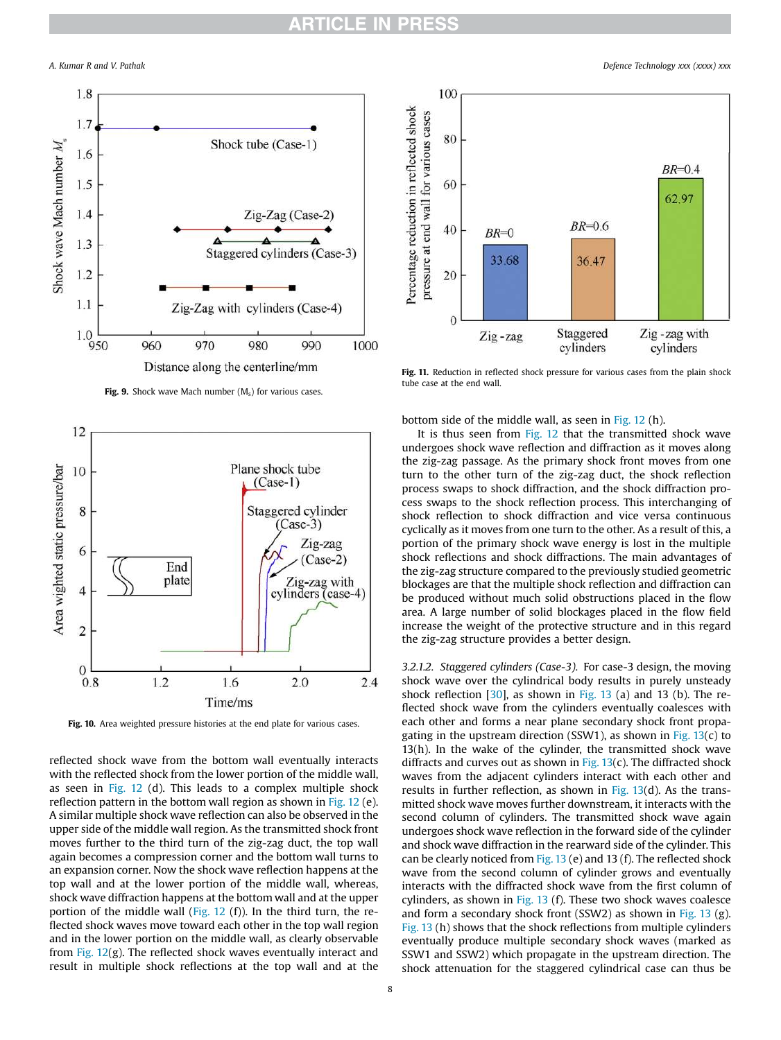1.8

1.7

1.6

1.5

1.4

1.3

1.2

1.1

1.0

Shock wave Mach number $M_s$

950 960 970 980 990 1000

Distance along the centerline/mm

Shock tube (Case-1)

Zig-Zag (Case-2)

Staggered cylinders (Case-3)

Zig-Zag with cylinders (Case-4)

**Fig. 9.** Shock wave Mach number ($M_s$) for various cases.

100

80

60

40

20

0

Percentage reduction in reflected shock pressure at end wall for various cases

BR=0

33.68

BR=0.6

36.47

BR=0.4

62.97

Zig-zag

Staggered cylinders

Zig-zag with cylinders

**Fig. 11.** Reduction in reflected shock pressure for various cases from the plain shock tube case at the end wall.

12

10

8

6

4

2

0

Area wighted static pressure/bar

0.8 1.2 1.6 2.0 2.4

Time/ms

End plate

Plane shock tube (Case-1)

Staggered cylinder (Case-3)

Zig-zag (Case-2)

Zig-zag with cylinders (case-4)

**Fig. 10.** Area weighted pressure histories at the end plate for various cases.

reflected shock wave from the bottom wall eventually interacts with the reflected shock from the lower portion of the middle wall, as seen in Fig. 12 (d). This leads to a complex multiple shock reflection pattern in the bottom wall region as shown in Fig. 12 (e). A similar multiple shock wave reflection can also be observed in the upper side of the middle wall region. As the transmitted shock front moves further to the third turn of the zig-zag duct, the top wall again becomes a compression corner and the bottom wall turns to an expansion corner. Now the shock wave reflection happens at the top wall and at the lower portion of the middle wall, whereas, shock wave diffraction happens at the bottom wall and at the upper portion of the middle wall (Fig. 12 (f)). In the third turn, the reflected shock waves move toward each other in the top wall region and in the lower portion on the middle wall, as clearly observable from Fig. 12(g). The reflected shock waves eventually interact and result in multiple shock reflections at the top wall and at the bottom side of the middle wall, as seen in Fig. 12 (h).

It is thus seen from Fig. 12 that the transmitted shock wave undergoes shock wave reflection and diffraction as it moves along the zig-zag passage. As the primary shock front moves from one turn to the other turn of the zig-zag duct, the shock reflection process swaps to shock diffraction, and the shock diffraction process swaps to the shock reflection process. This interchanging of shock reflection to shock diffraction and vice versa continuous cyclically as it moves from one turn to the other. As a result of this, a portion of the primary shock wave energy is lost in the multiple shock reflections and shock diffractions. The main advantages of the zig-zag structure compared to the previously studied geometric blockages are that the multiple shock reflection and diffraction can be produced without much solid obstructions placed in the flow area. A large number of solid blockages placed in the flow field increase the weight of the protective structure and in this regard the zig-zag structure provides a better design.

*3.2.1.2. Staggered cylinders (Case-3).* For case-3 design, the moving shock wave over the cylindrical body results in purely unsteady shock reflection [30], as shown in Fig. 13 (a) and 13 (b). The reflected shock wave from the cylinders eventually coalesces with each other and forms a near plane secondary shock front propagating in the upstream direction (SSW1), as shown in Fig. 13(c) to 13(h). In the wake of the cylinder, the transmitted shock wave diffracts and curves out as shown in Fig. 13(c). The diffracted shock waves from the adjacent cylinders interact with each other and results in further reflection, as shown in Fig. 13(d). As the transmitted shock wave moves further downstream, it interacts with the second column of cylinders. The transmitted shock wave again undergoes shock wave reflection in the forward side of the cylinder and shock wave diffraction in the rearward side of the cylinder. This can be clearly noticed from Fig. 13 (e) and 13 (f). The reflected shock wave from the second column of cylinder grows and eventually interacts with the diffracted shock wave from the first column of cylinders, as shown in Fig. 13 (f). These two shock waves coalesce and form a secondary shock front (SSW2) as shown in Fig. 13 (g). Fig. 13 (h) shows that the shock reflections from multiple cylinders eventually produce multiple secondary shock waves (marked as SSW1 and SSW2) which propagate in the upstream direction. The shock attenuation for the staggered cylindrical case can thus be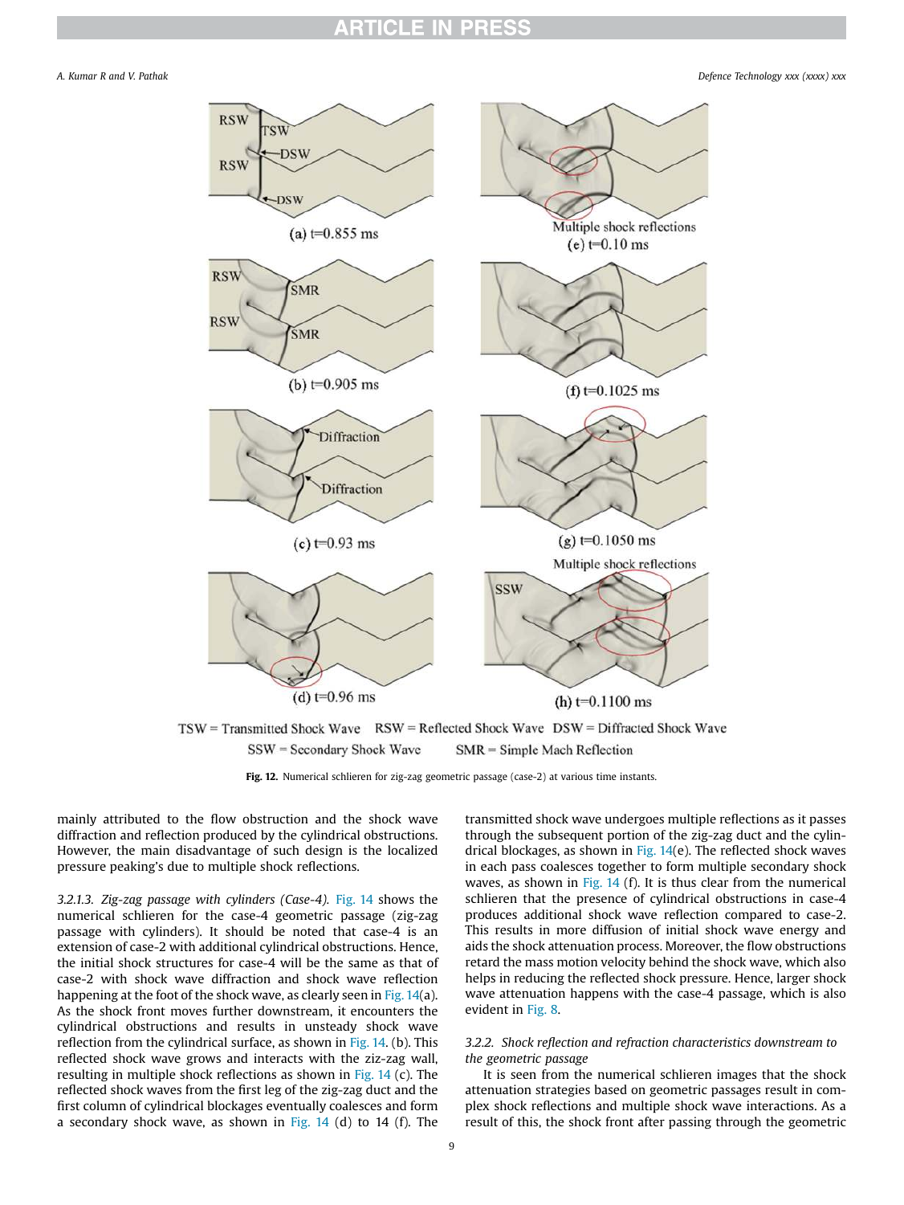(a) t=0.855 ms

RSW
TSW
DSW
RSW
DSW

(b) t=0.905 ms

RSW
SMR
RSW
SMR

(c) t=0.93 ms

Diffraction
Diffraction

(d) t=0.96 ms

Multiple shock reflections

(e) t=0.10 ms

(f) t=0.1025 ms

(g) t=0.1050 ms

Multiple shock reflections

SSW

(h) t=0.1100 ms

TSW = Transmitted Shock Wave   RSW = Reflected Shock Wave   DSW = Diffracted Shock Wave

SSW = Secondary Shock Wave   SMR = Simple Mach Reflection

**Fig. 12.** Numerical schlieren for zig-zag geometric passage (case-2) at various time instants.

mainly attributed to the flow obstruction and the shock wave diffraction and reflection produced by the cylindrical obstructions. However, the main disadvantage of such design is the localized pressure peaking's due to multiple shock reflections.

*3.2.1.3. Zig-zag passage with cylinders (Case-4).* Fig. 14 shows the numerical schlieren for the case-4 geometric passage (zig-zag passage with cylinders). It should be noted that case-4 is an extension of case-2 with additional cylindrical obstructions. Hence, the initial shock structures for case-4 will be the same as that of case-2 with shock wave diffraction and shock wave reflection happening at the foot of the shock wave, as clearly seen in Fig. 14(a). As the shock front moves further downstream, it encounters the cylindrical obstructions and results in unsteady shock wave reflection from the cylindrical surface, as shown in Fig. 14. (b). This reflected shock wave grows and interacts with the ziz-zag wall, resulting in multiple shock reflections as shown in Fig. 14 (c). The reflected shock waves from the first leg of the zig-zag duct and the first column of cylindrical blockages eventually coalesces and form a secondary shock wave, as shown in Fig. 14 (d) to 14 (f). The transmitted shock wave undergoes multiple reflections as it passes through the subsequent portion of the zig-zag duct and the cylindrical blockages, as shown in Fig. 14(e). The reflected shock waves in each pass coalesces together to form multiple secondary shock waves, as shown in Fig. 14 (f). It is thus clear from the numerical schlieren that the presence of cylindrical obstructions in case-4 produces additional shock wave reflection compared to case-2. This results in more diffusion of initial shock wave energy and aids the shock attenuation process. Moreover, the flow obstructions retard the mass motion velocity behind the shock wave, which also helps in reducing the reflected shock pressure. Hence, larger shock wave attenuation happens with the case-4 passage, which is also evident in Fig. 8.

*3.2.2. Shock reflection and refraction characteristics downstream to the geometric passage*

It is seen from the numerical schlieren images that the shock attenuation strategies based on geometric passages result in complex shock reflections and multiple shock wave interactions. As a result of this, the shock front after passing through the geometric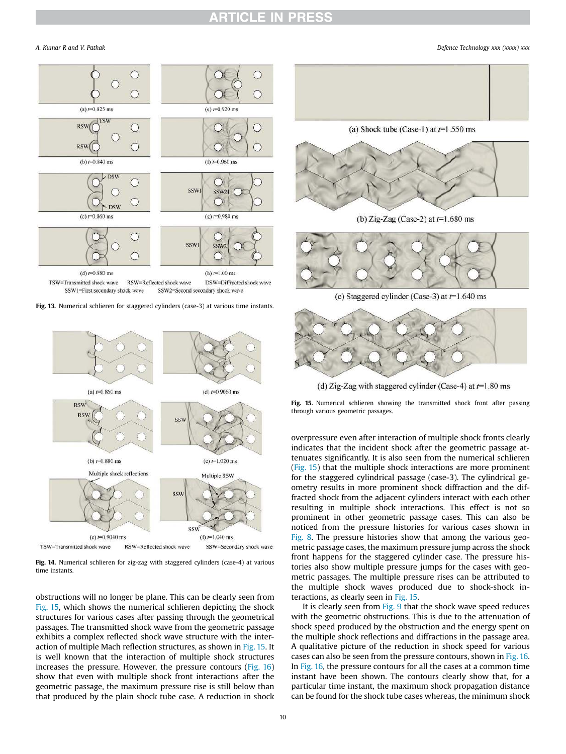(a) $t$=0.825 ms

(b) $t$=0.840 ms

(c) $t$=0.860 ms

(d) $t$=0.880 ms

(e) $t$=0.920 ms

(f) $t$=0.960 ms

(g) $t$=0.980 ms

(h) $t$=1.00 ms

TSW=Transmitted shock wave RSW=Reflected shock wave DSW=Diffracted shock wave SSW1=First secondary shock wave SSW2=Second secondary shock wave

**Fig. 13.** Numerical schlieren for staggered cylinders (case-3) at various time instants.

(a) $t$=0.860 ms

(b) $t$=0.880 ms

(c) $t$=0.9040 ms

(d) $t$=0.9060 ms

(e) $t$=1.020 ms

(f) $t$=1.040 ms

TSW=Transmitted shock wave RSW=Reflected shock wave SSW=Secondary shock wave

**Fig. 14.** Numerical schlieren for zig-zag with staggered cylinders (case-4) at various time instants.

obstructions will no longer be plane. This can be clearly seen from Fig. 15, which shows the numerical schlieren depicting the shock structures for various cases after passing through the geometrical passages. The transmitted shock wave from the geometric passage exhibits a complex reflected shock wave structure with the interaction of multiple Mach reflection structures, as shown in Fig. 15. It is well known that the interaction of multiple shock structures increases the pressure. However, the pressure contours (Fig. 16) show that even with multiple shock front interactions after the geometric passage, the maximum pressure rise is still below than that produced by the plain shock tube case. A reduction in shock overpressure even after interaction of multiple shock fronts clearly indicates that the incident shock after the geometric passage attenuates significantly. It is also seen from the numerical schlieren (Fig. 15) that the multiple shock interactions are more prominent for the staggered cylindrical passage (case-3). The cylindrical geometry results in more prominent shock diffraction and the diffracted shock from the adjacent cylinders interact with each other resulting in multiple shock interactions. This effect is not so prominent in other geometric passage cases. This can also be noticed from the pressure histories for various cases shown in Fig. 8. The pressure histories show that among the various geometric passage cases, the maximum pressure jump across the shock front happens for the staggered cylinder case. The pressure histories also show multiple pressure jumps for the cases with geometric passages. The multiple pressure rises can be attributed to the multiple shock waves produced due to shock-shock interactions, as clearly seen in Fig. 15.

(a) Shock tube (Case-1) at $t$=1.550 ms

(b) Zig-Zag (Case-2) at $t$=1.680 ms

(c) Staggered cylinder (Case-3) at $t$=1.640 ms

(d) Zig-Zag with staggered cylinder (Case-4) at $t$=1.80 ms

**Fig. 15.** Numerical schlieren showing the transmitted shock front after passing through various geometric passages.

It is clearly seen from Fig. 9 that the shock wave speed reduces with the geometric obstructions. This is due to the attenuation of shock speed produced by the obstruction and the energy spent on the multiple shock reflections and diffractions in the passage area. A qualitative picture of the reduction in shock speed for various cases can also be seen from the pressure contours, shown in Fig. 16. In Fig. 16, the pressure contours for all the cases at a common time instant have been shown. The contours clearly show that, for a particular time instant, the maximum shock propagation distance can be found for the shock tube cases whereas, the minimum shock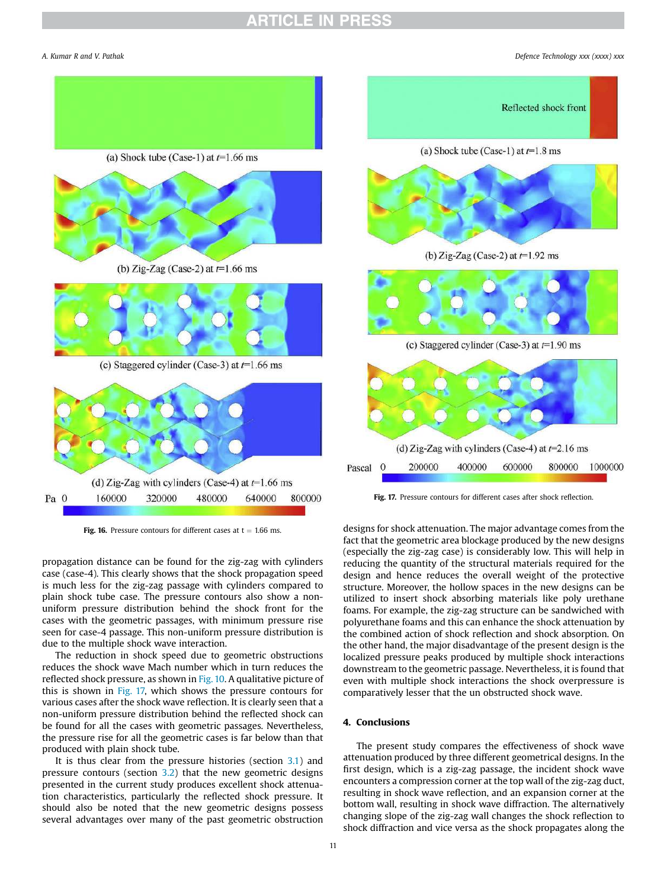(a) Shock tube (Case-1) at $t$=1.66 ms

(b) Zig-Zag (Case-2) at $t$=1.66 ms

(c) Staggered cylinder (Case-3) at $t$=1.66 ms

(d) Zig-Zag with cylinders (Case-4) at $t$=1.66 ms

Pa 0 160000 320000 480000 640000 800000

**Fig. 16.** Pressure contours for different cases at t = 1.66 ms.

Reflected shock front

(a) Shock tube (Case-1) at $t$=1.8 ms

(b) Zig-Zag (Case-2) at $t$=1.92 ms

(c) Staggered cylinder (Case-3) at $t$=1.90 ms

(d) Zig-Zag with cylinders (Case-4) at $t$=2.16 ms

Pascal 0 200000 400000 600000 800000 1000000

**Fig. 17.** Pressure contours for different cases after shock reflection.

propagation distance can be found for the zig-zag with cylinders case (case-4). This clearly shows that the shock propagation speed is much less for the zig-zag passage with cylinders compared to plain shock tube case. The pressure contours also show a non-uniform pressure distribution behind the shock front for the cases with the geometric passages, with minimum pressure rise seen for case-4 passage. This non-uniform pressure distribution is due to the multiple shock wave interaction.

The reduction in shock speed due to geometric obstructions reduces the shock wave Mach number which in turn reduces the reflected shock pressure, as shown in Fig. 10. A qualitative picture of this is shown in Fig. 17, which shows the pressure contours for various cases after the shock wave reflection. It is clearly seen that a non-uniform pressure distribution behind the reflected shock can be found for all the cases with geometric passages. Nevertheless, the pressure rise for all the geometric cases is far below than that produced with plain shock tube.

It is thus clear from the pressure histories (section 3.1) and pressure contours (section 3.2) that the new geometric designs presented in the current study produces excellent shock attenuation characteristics, particularly the reflected shock pressure. It should also be noted that the new geometric designs possess several advantages over many of the past geometric obstruction designs for shock attenuation. The major advantage comes from the fact that the geometric area blockage produced by the new designs (especially the zig-zag case) is considerably low. This will help in reducing the quantity of the structural materials required for the design and hence reduces the overall weight of the protective structure. Moreover, the hollow spaces in the new designs can be utilized to insert shock absorbing materials like poly urethane foams. For example, the zig-zag structure can be sandwiched with polyurethane foams and this can enhance the shock attenuation by the combined action of shock reflection and shock absorption. On the other hand, the major disadvantage of the present design is the localized pressure peaks produced by multiple shock interactions downstream to the geometric passage. Nevertheless, it is found that even with multiple shock interactions the shock overpressure is comparatively lesser that the un obstructed shock wave.

## 4. Conclusions

The present study compares the effectiveness of shock wave attenuation produced by three different geometrical designs. In the first design, which is a zig-zag passage, the incident shock wave encounters a compression corner at the top wall of the zig-zag duct, resulting in shock wave reflection, and an expansion corner at the bottom wall, resulting in shock wave diffraction. The alternatively changing slope of the zig-zag wall changes the shock reflection to shock diffraction and vice versa as the shock propagates along the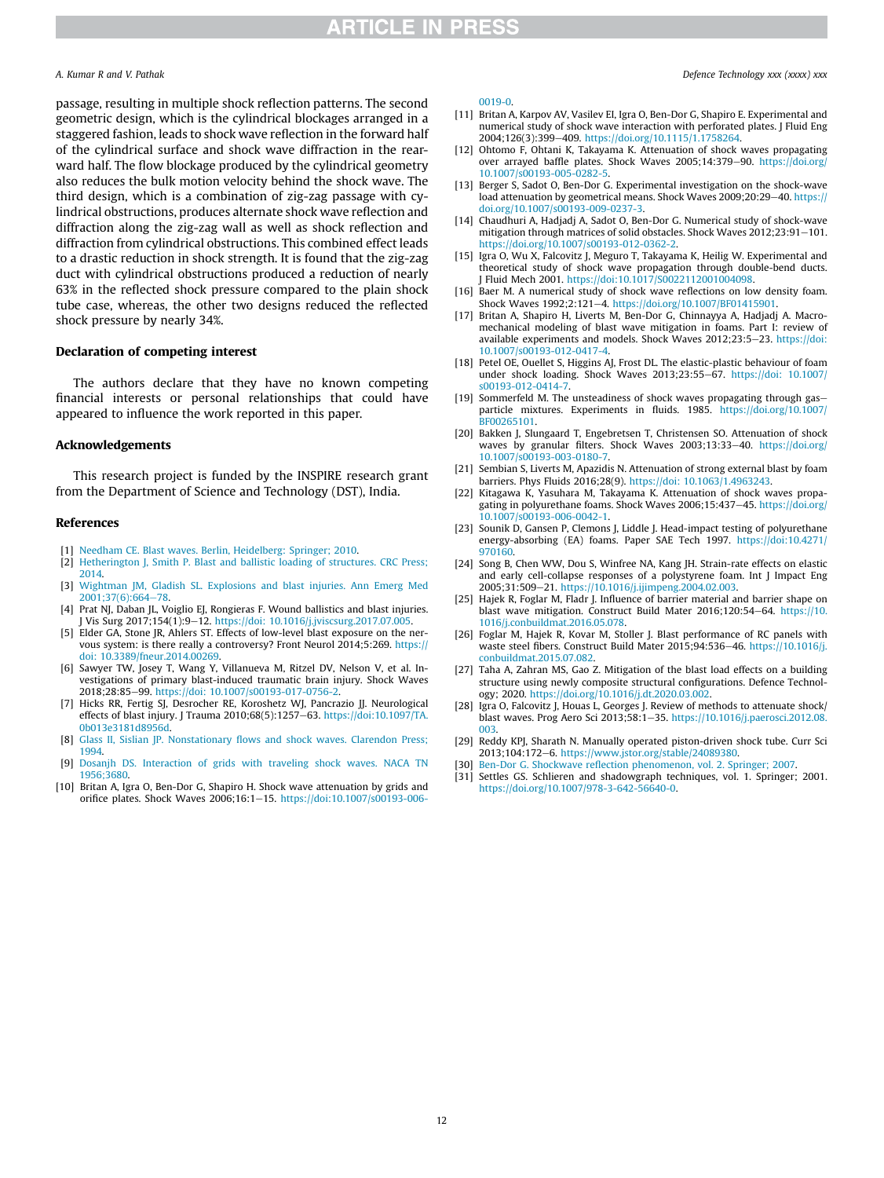passage, resulting in multiple shock reflection patterns. The second geometric design, which is the cylindrical blockages arranged in a staggered fashion, leads to shock wave reflection in the forward half of the cylindrical surface and shock wave diffraction in the rearward half. The flow blockage produced by the cylindrical geometry also reduces the bulk motion velocity behind the shock wave. The third design, which is a combination of zig-zag passage with cylindrical obstructions, produces alternate shock wave reflection and diffraction along the zig-zag wall as well as shock reflection and diffraction from cylindrical obstructions. This combined effect leads to a drastic reduction in shock strength. It is found that the zig-zag duct with cylindrical obstructions produced a reduction of nearly 63% in the reflected shock pressure compared to the plain shock tube case, whereas, the other two designs reduced the reflected shock pressure by nearly 34%.

## Declaration of competing interest

The authors declare that they have no known competing financial interests or personal relationships that could have appeared to influence the work reported in this paper.

## Acknowledgements

This research project is funded by the INSPIRE research grant from the Department of Science and Technology (DST), India.

## References

[1] Needham CE. Blast waves. Berlin, Heidelberg: Springer; 2010.

[2] Hetherington J, Smith P. Blast and ballistic loading of structures. CRC Press; 2014.

[3] Wightman JM, Gladish SL. Explosions and blast injuries. Ann Emerg Med 2001;37(6):664–78.

[4] Prat NJ, Daban JL, Voiglio EJ, Rongieras F. Wound ballistics and blast injuries. J Vis Surg 2017;154(1):9–12. https://doi: 10.1016/j.jviscsurg.2017.07.005.

[5] Elder GA, Stone JR, Ahlers ST. Effects of low-level blast exposure on the nervous system: is there really a controversy? Front Neurol 2014;5:269. https://doi: 10.3389/fneur.2014.00269.

[6] Sawyer TW, Josey T, Wang Y, Villanueva M, Ritzel DV, Nelson V, et al. Investigations of primary blast-induced traumatic brain injury. Shock Waves 2018;28:85–99. https://doi: 10.1007/s00193-017-0756-2.

[7] Hicks RR, Fertig SJ, Desrocher RE, Koroshetz WJ, Pancrazio JJ. Neurological effects of blast injury. J Trauma 2010;68(5):1257–63. https://doi:10.1097/TA.0b013e3181d8956d.

[8] Glass II, Sislian JP. Nonstationary flows and shock waves. Clarendon Press; 1994.

[9] Dosanjh DS. Interaction of grids with traveling shock waves. NACA TN 1956;3680.

[10] Britan A, Igra O, Ben-Dor G, Shapiro H. Shock wave attenuation by grids and orifice plates. Shock Waves 2006;16:1–15. https://doi:10.1007/s00193-006-0019-0.

[11] Britan A, Karpov AV, Vasilev EI, Igra O, Ben-Dor G, Shapiro E. Experimental and numerical study of shock wave interaction with perforated plates. J Fluid Eng 2004;126(3):399–409. https://doi.org/10.1115/1.1758264.

[12] Ohtomo F, Ohtani K, Takayama K. Attenuation of shock waves propagating over arrayed baffle plates. Shock Waves 2005;14:379–90. https://doi.org/10.1007/s00193-005-0282-5.

[13] Berger S, Sadot O, Ben-Dor G. Experimental investigation on the shock-wave load attenuation by geometrical means. Shock Waves 2009;20:29–40. https://doi.org/10.1007/s00193-009-0237-3.

[14] Chaudhuri A, Hadjadj A, Sadot O, Ben-Dor G. Numerical study of shock-wave mitigation through matrices of solid obstacles. Shock Waves 2012;23:91–101. https://doi.org/10.1007/s00193-012-0362-2.

[15] Igra O, Wu X, Falcovitz J, Meguro T, Takayama K, Heilig W. Experimental and theoretical study of shock wave propagation through double-bend ducts. J Fluid Mech 2001. https://doi:10.1017/S0022112001004098.

[16] Baer M. A numerical study of shock wave reflections on low density foam. Shock Waves 1992;2:121–4. https://doi.org/10.1007/BF01415901.

[17] Britan A, Shapiro H, Liverts M, Ben-Dor G, Chinnayya A, Hadjadj A. Macro-mechanical modeling of blast wave mitigation in foams. Part I: review of available experiments and models. Shock Waves 2012;23:5–23. https://doi:10.1007/s00193-012-0417-4.

[18] Petel OE, Ouellet S, Higgins AJ, Frost DL. The elastic-plastic behaviour of foam under shock loading. Shock Waves 2013;23:55–67. https://doi: 10.1007/s00193-012-0414-7.

[19] Sommerfeld M. The unsteadiness of shock waves propagating through gas–particle mixtures. Experiments in fluids. 1985. https://doi.org/10.1007/BF00265101.

[20] Bakken J, Slungaard T, Engebretsen T, Christensen SO. Attenuation of shock waves by granular filters. Shock Waves 2003;13:33–40. https://doi.org/10.1007/s00193-003-0180-7.

[21] Sembian S, Liverts M, Apazidis N. Attenuation of strong external blast by foam barriers. Phys Fluids 2016;28(9). https://doi: 10.1063/1.4963243.

[22] Kitagawa K, Yasuhara M, Takayama K. Attenuation of shock waves propagating in polyurethane foams. Shock Waves 2006;15:437–45. https://doi.org/10.1007/s00193-006-0042-1.

[23] Sounik D, Gansen P, Clemons J, Liddle J. Head-impact testing of polyurethane energy-absorbing (EA) foams. Paper SAE Tech 1997. https://doi:10.4271/970160.

[24] Song B, Chen WW, Dou S, Winfree NA, Kang JH. Strain-rate effects on elastic and early cell-collapse responses of a polystyrene foam. Int J Impact Eng 2005;31:509–21. https://10.1016/j.ijimpeng.2004.02.003.

[25] Hajek R, Foglar M, Fladr J. Influence of barrier material and barrier shape on blast wave mitigation. Construct Build Mater 2016;120:54–64. https://10.1016/j.conbuildmat.2016.05.078.

[26] Foglar M, Hajek R, Kovar M, Stoller J. Blast performance of RC panels with waste steel fibers. Construct Build Mater 2015;94:536–46. https://10.1016/j.conbuildmat.2015.07.082.

[27] Taha A, Zahran MS, Gao Z. Mitigation of the blast load effects on a building structure using newly composite structural configurations. Defence Technology; 2020. https://doi.org/10.1016/j.dt.2020.03.002.

[28] Igra O, Falcovitz J, Houas L, Georges J. Review of methods to attenuate shock/blast waves. Prog Aero Sci 2013;58:1–35. https://10.1016/j.paerosci.2012.08.003.

[29] Reddy KPJ, Sharath N. Manually operated piston-driven shock tube. Curr Sci 2013;104:172–6. https://www.jstor.org/stable/24089380.

[30] Ben-Dor G. Shockwave reflection phenomenon, vol. 2. Springer; 2007.

[31] Settles GS. Schlieren and shadowgraph techniques, vol. 1. Springer; 2001. https://doi.org/10.1007/978-3-642-56640-0.